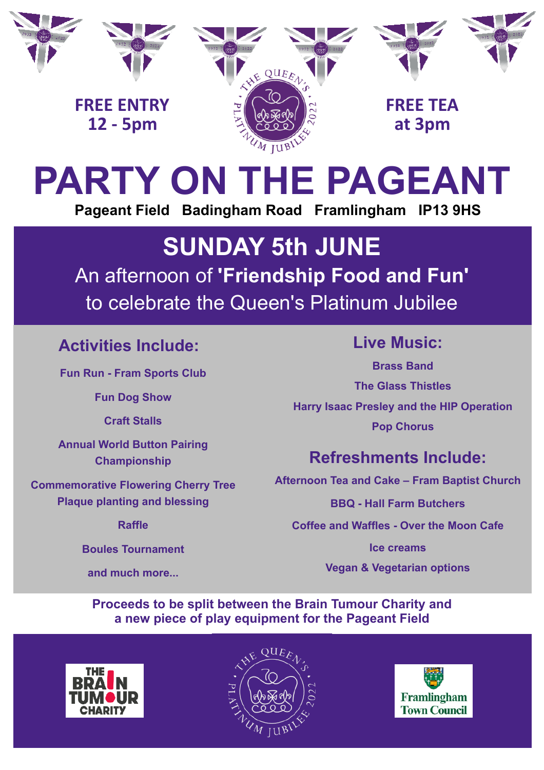**FREE ENTRY**
**12 - 5pm**

**FREE TEA**
**at 3pm**

# PARTY ON THE PAGEANT

**Pageant Field   Badingham Road   Framlingham   IP13 9HS**

## SUNDAY 5th JUNE

An afternoon of **'Friendship Food and Fun'**
to celebrate the Queen's Platinum Jubilee

### Activities Include:

**Fun Run - Fram Sports Club**

**Fun Dog Show**

**Craft Stalls**

**Annual World Button Pairing Championship**

**Commemorative Flowering Cherry Tree Plaque planting and blessing**

**Raffle**

**Boules Tournament**

**and much more...**

### Live Music:

**Brass Band**

**The Glass Thistles**

**Harry Isaac Presley and the HIP Operation**

**Pop Chorus**

### Refreshments Include:

**Afternoon Tea and Cake – Fram Baptist Church**

**BBQ - Hall Farm Butchers**

**Coffee and Waffles - Over the Moon Cafe**

**Ice creams**

**Vegan & Vegetarian options**

**Proceeds to be split between the Brain Tumour Charity and a new piece of play equipment for the Pageant Field**

THE BRAIN TUMOUR CHARITY

THE QUEEN'S PLATINUM JUBILEE 2022

Framlingham Town Council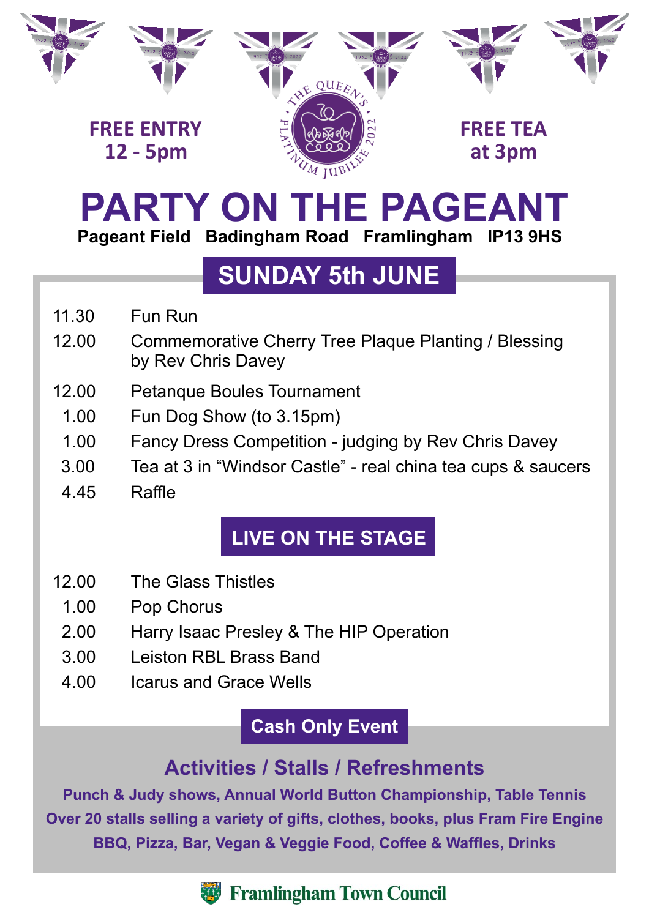**FREE ENTRY**
**12 - 5pm**

THE QUEEN'S PLATINUM JUBILEE 2022

**FREE TEA**
**at 3pm**

# PARTY ON THE PAGEANT

**Pageant Field Badingham Road Framlingham IP13 9HS**

## SUNDAY 5th JUNE

| | |
|---|---|
| 11.30 | Fun Run |
| 12.00 | Commemorative Cherry Tree Plaque Planting / Blessing by Rev Chris Davey |
| 12.00 | Petanque Boules Tournament |
| 1.00 | Fun Dog Show (to 3.15pm) |
| 1.00 | Fancy Dress Competition - judging by Rev Chris Davey |
| 3.00 | Tea at 3 in "Windsor Castle" - real china tea cups & saucers |
| 4.45 | Raffle |

## LIVE ON THE STAGE

| | |
|---|---|
| 12.00 | The Glass Thistles |
| 1.00 | Pop Chorus |
| 2.00 | Harry Isaac Presley & The HIP Operation |
| 3.00 | Leiston RBL Brass Band |
| 4.00 | Icarus and Grace Wells |

**Cash Only Event**

## Activities / Stalls / Refreshments

**Punch & Judy shows, Annual World Button Championship, Table Tennis**
**Over 20 stalls selling a variety of gifts, clothes, books, plus Fram Fire Engine**
**BBQ, Pizza, Bar, Vegan & Veggie Food, Coffee & Waffles, Drinks**

**Framlingham Town Council**